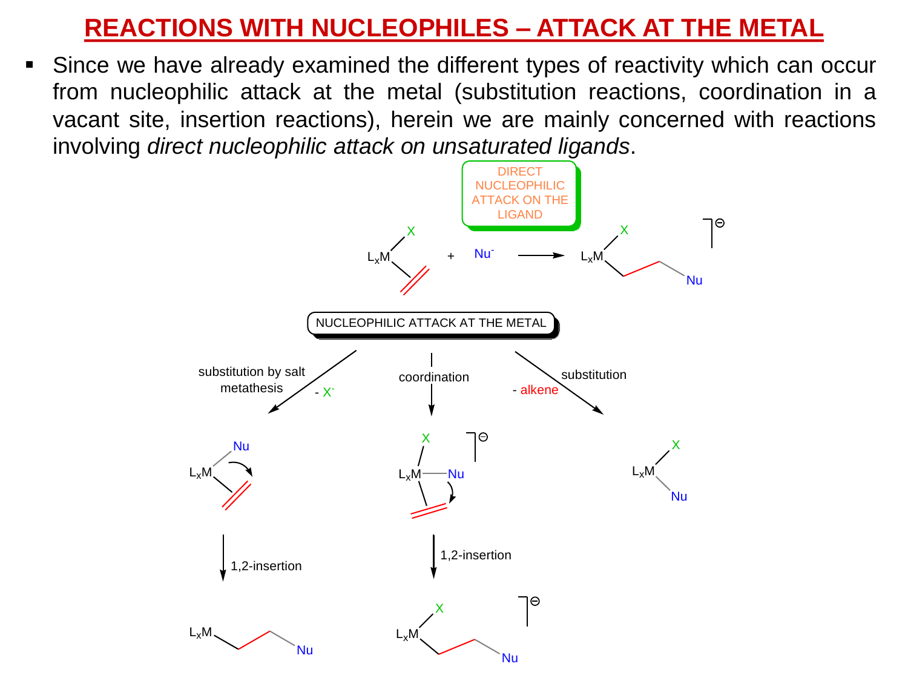# REACTIONS WITH NUCLEOPHILES – ATTACK AT THE METAL

- Since we have already examined the different types of reactivity which can occur from nucleophilic attack at the metal (substitution reactions, coordination in a vacant site, insertion reactions), herein we are mainly concerned with reactions involving *direct nucleophilic attack on unsaturated ligands*.

DIRECT NUCLEOPHILIC ATTACK ON THE LIGAND

$L_xM$(X)(alkene) + $Nu^-$ → $[L_xM(X)CH_2CH_2Nu]^-$

NUCLEOPHILIC ATTACK AT THE METAL

- substitution by salt metathesis ($- X^-$): $L_xM(Nu)$(alkene) → 1,2-insertion → $L_xM$–$CH_2CH_2$–Nu
- coordination: $[L_xM(X)(Nu)(\text{alkene})]^-$ → 1,2-insertion → $[L_xM(X)$–$CH_2CH_2$–Nu$]^-$
- substitution ($-$ alkene): $L_xM(X)(Nu)$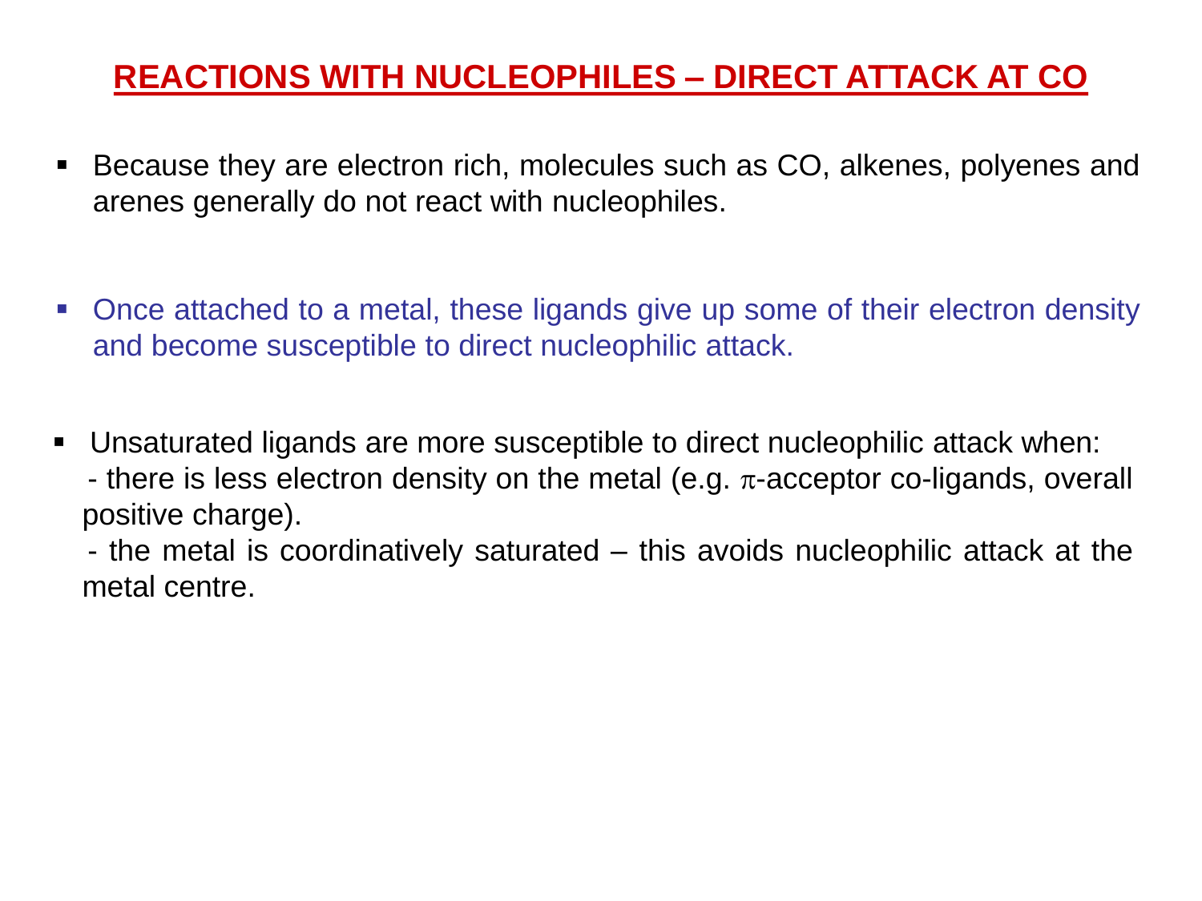# REACTIONS WITH NUCLEOPHILES – DIRECT ATTACK AT CO

- Because they are electron rich, molecules such as CO, alkenes, polyenes and arenes generally do not react with nucleophiles.

- Once attached to a metal, these ligands give up some of their electron density and become susceptible to direct nucleophilic attack.

- Unsaturated ligands are more susceptible to direct nucleophilic attack when:
  - there is less electron density on the metal (e.g. $\pi$-acceptor co-ligands, overall positive charge).
  - the metal is coordinatively saturated – this avoids nucleophilic attack at the metal centre.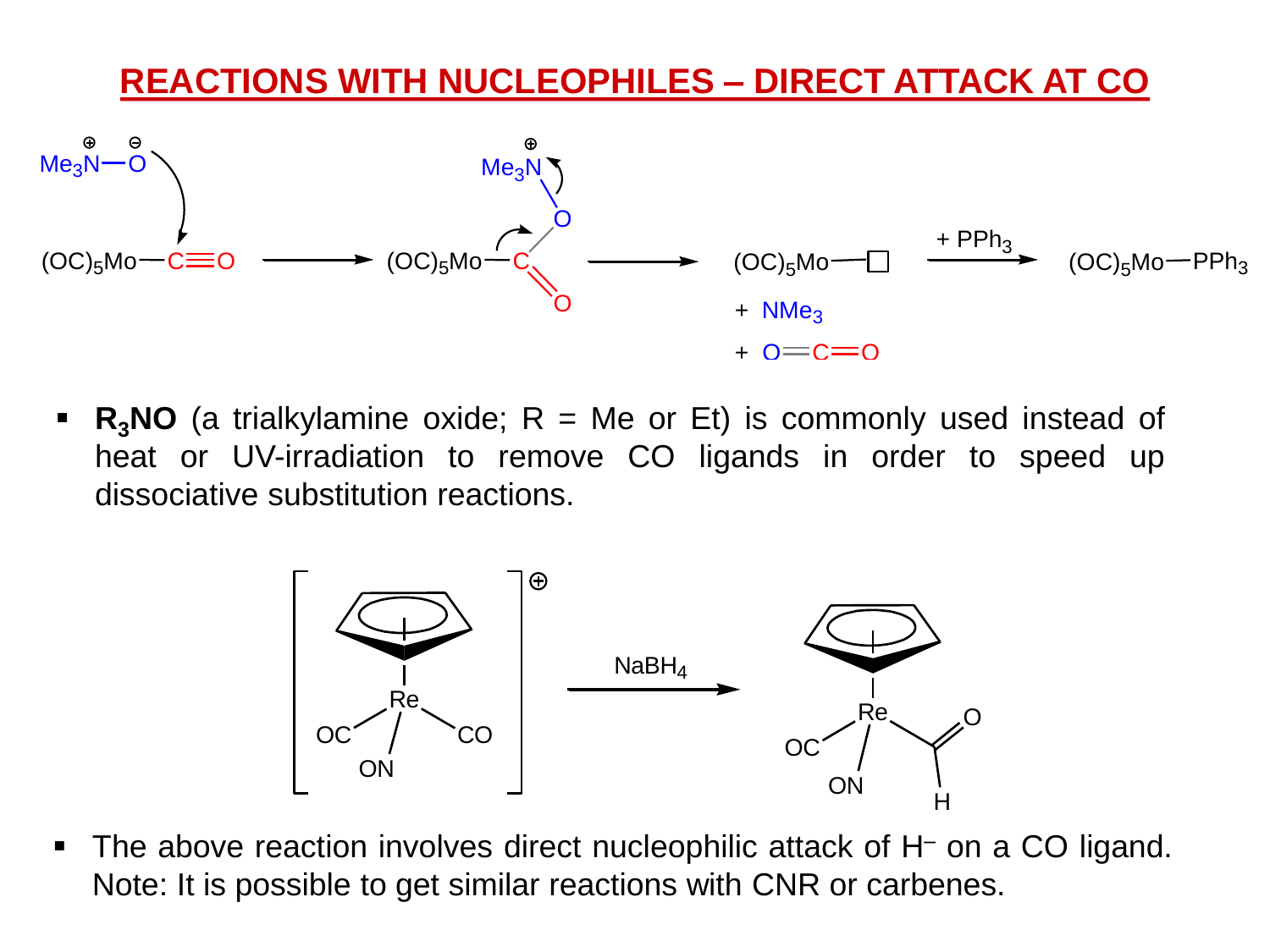# REACTIONS WITH NUCLEOPHILES – DIRECT ATTACK AT CO

$$(OC)_5Mo{-}C{\equiv}O \xrightarrow{Me_3N^+{-}O^-} (OC)_5Mo{-}C(=O){-}O{-}N^+Me_3 \longrightarrow (OC)_5Mo{-}\square + NMe_3 + O{=}C{=}O \xrightarrow{+\ PPh_3} (OC)_5Mo{-}PPh_3$$

- **$R_3NO$** (a trialkylamine oxide; R = Me or Et) is commonly used instead of heat or UV-irradiation to remove CO ligands in order to speed up dissociative substitution reactions.

$$[CpRe(CO)_2(NO)]^+ \xrightarrow{NaBH_4} CpRe(CO)(NO)(CHO)$$

- The above reaction involves direct nucleophilic attack of $H^-$ on a CO ligand. Note: It is possible to get similar reactions with CNR or carbenes.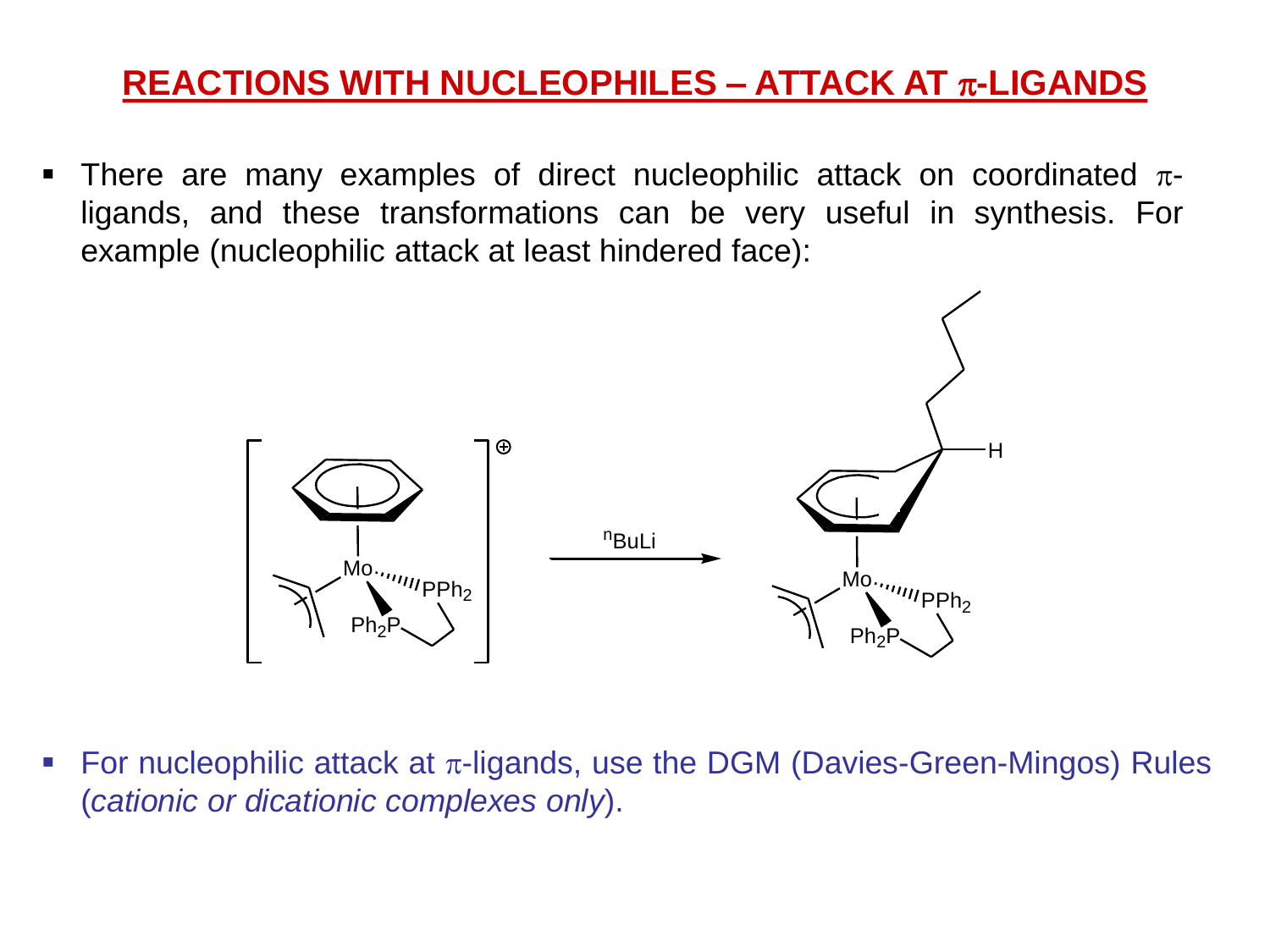# REACTIONS WITH NUCLEOPHILES – ATTACK AT π-LIGANDS

- There are many examples of direct nucleophilic attack on coordinated π-ligands, and these transformations can be very useful in synthesis. For example (nucleophilic attack at least hindered face):

- For nucleophilic attack at π-ligands, use the DGM (Davies-Green-Mingos) Rules (*cationic or dicationic complexes only*).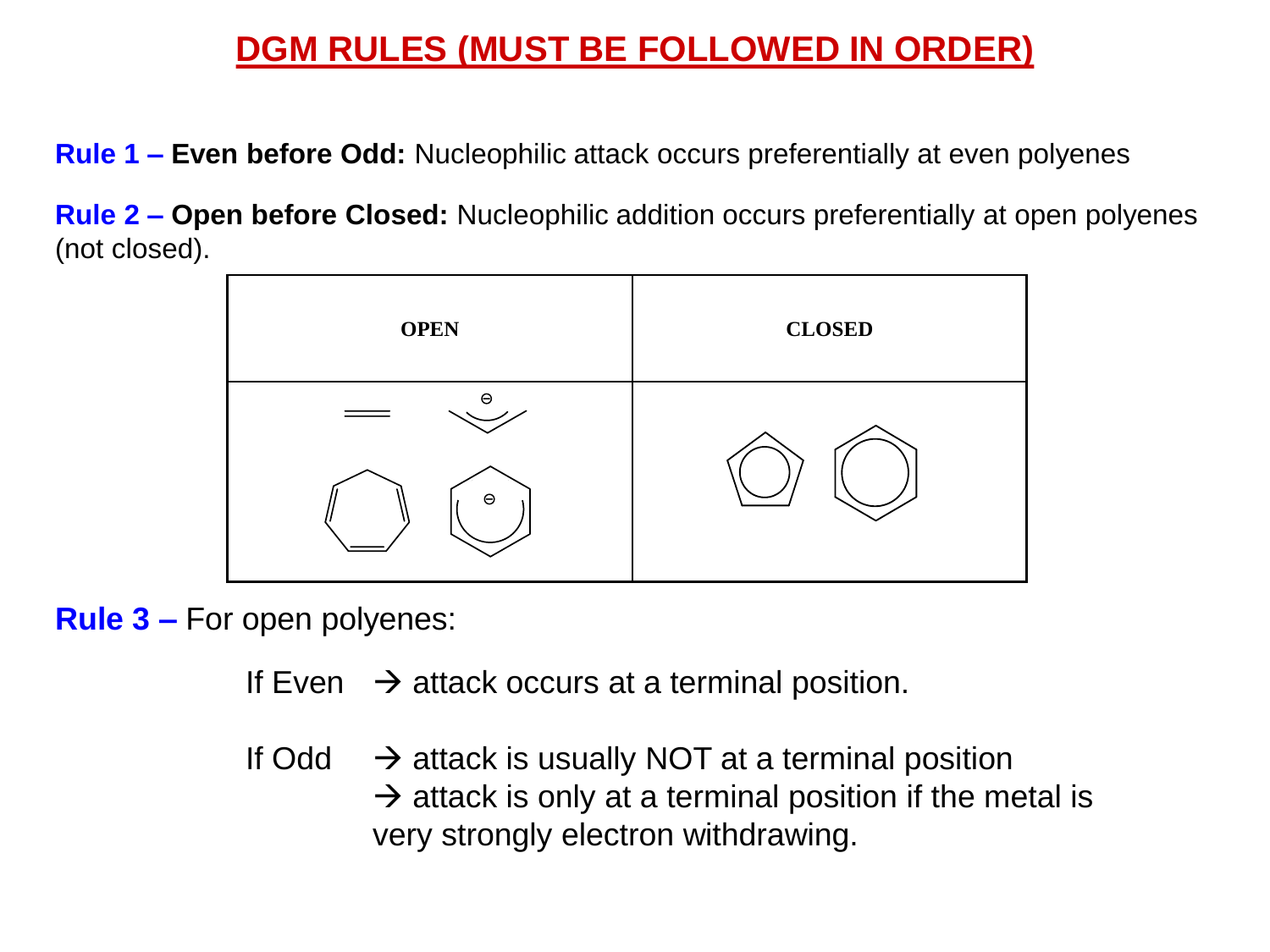# DGM RULES (MUST BE FOLLOWED IN ORDER)

**Rule 1 – Even before Odd:** Nucleophilic attack occurs preferentially at even polyenes

**Rule 2 – Open before Closed:** Nucleophilic addition occurs preferentially at open polyenes (not closed).

| OPEN | CLOSED |
| --- | --- |
| | |

**Rule 3 –** For open polyenes:

If Even → attack occurs at a terminal position.

If Odd → attack is usually NOT at a terminal position
→ attack is only at a terminal position if the metal is very strongly electron withdrawing.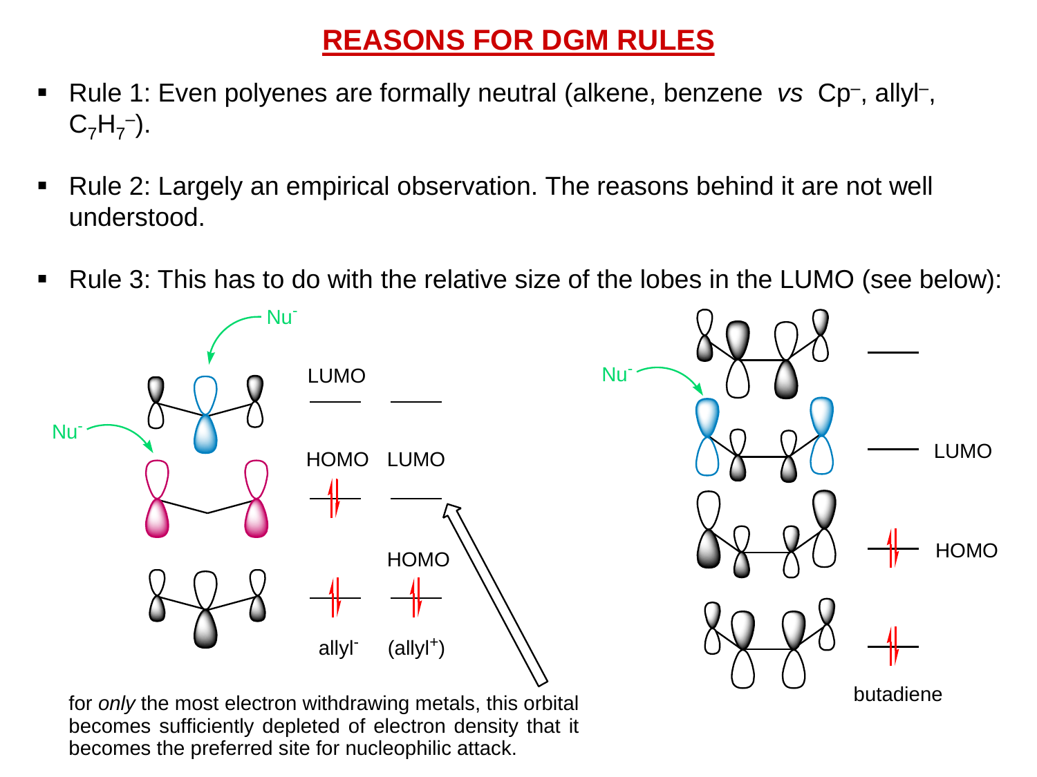# REASONS FOR DGM RULES

- Rule 1: Even polyenes are formally neutral (alkene, benzene *vs* $Cp^-$, allyl$^-$, $C_7H_7^-$).
- Rule 2: Largely an empirical observation. The reasons behind it are not well understood.
- Rule 3: This has to do with the relative size of the lobes in the LUMO (see below):

Nu$^-$

LUMO

HOMO LUMO

HOMO

allyl$^-$ (allyl$^+$)

for *only* the most electron withdrawing metals, this orbital becomes sufficiently depleted of electron density that it becomes the preferred site for nucleophilic attack.

Nu$^-$

LUMO

HOMO

butadiene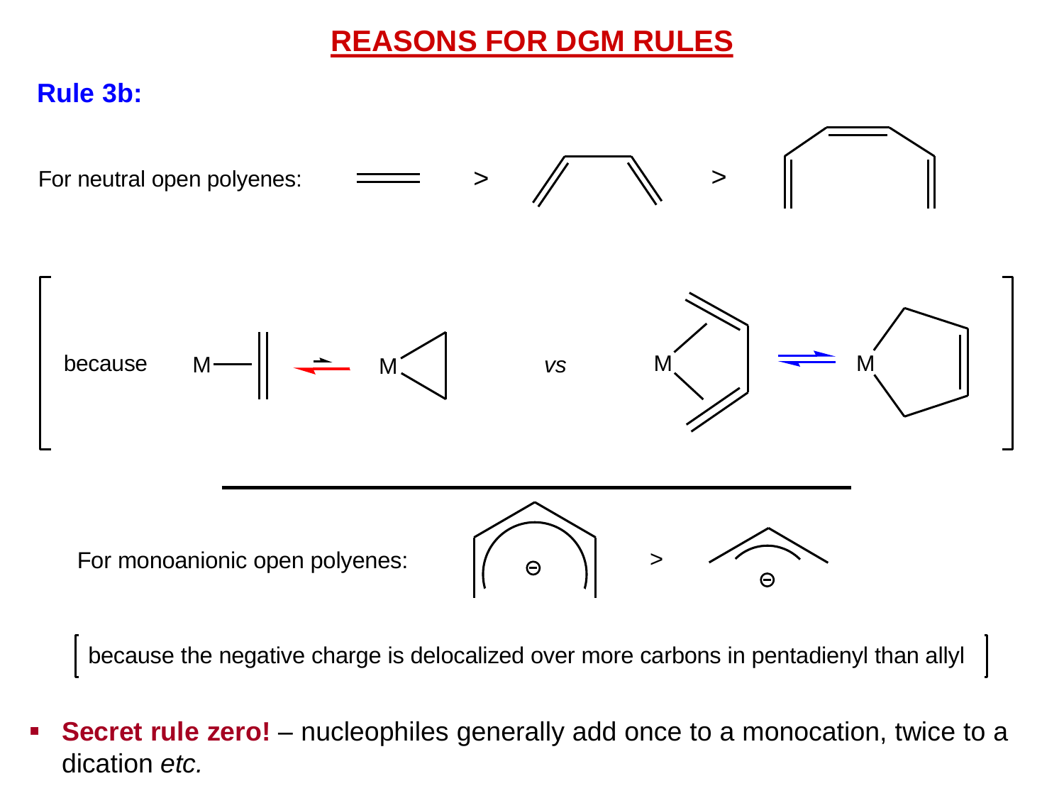# REASONS FOR DGM RULES

## Rule 3b:

For neutral open polyenes: >  >

because M  M  *vs* M  M

For monoanionic open polyenes: >

because the negative charge is delocalized over more carbons in pentadienyl than allyl

- **Secret rule zero!** – nucleophiles generally add once to a monocation, twice to a dication *etc.*